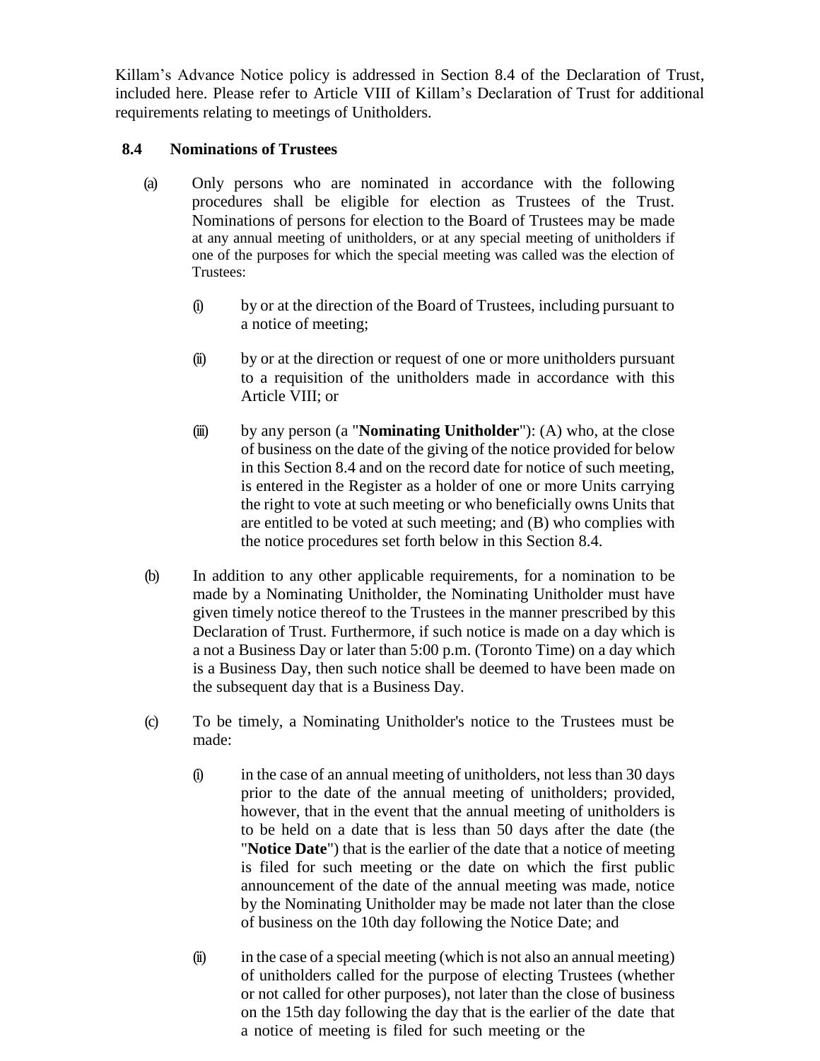Killam's Advance Notice policy is addressed in Section 8.4 of the Declaration of Trust, included here. Please refer to Article VIII of Killam's Declaration of Trust for additional requirements relating to meetings of Unitholders.

## 8.4 Nominations of Trustees

(a) Only persons who are nominated in accordance with the following procedures shall be eligible for election as Trustees of the Trust. Nominations of persons for election to the Board of Trustees may be made at any annual meeting of unitholders, or at any special meeting of unitholders if one of the purposes for which the special meeting was called was the election of Trustees:

  (i) by or at the direction of the Board of Trustees, including pursuant to a notice of meeting;

  (ii) by or at the direction or request of one or more unitholders pursuant to a requisition of the unitholders made in accordance with this Article VIII; or

  (iii) by any person (a "**Nominating Unitholder**"): (A) who, at the close of business on the date of the giving of the notice provided for below in this Section 8.4 and on the record date for notice of such meeting, is entered in the Register as a holder of one or more Units carrying the right to vote at such meeting or who beneficially owns Units that are entitled to be voted at such meeting; and (B) who complies with the notice procedures set forth below in this Section 8.4.

(b) In addition to any other applicable requirements, for a nomination to be made by a Nominating Unitholder, the Nominating Unitholder must have given timely notice thereof to the Trustees in the manner prescribed by this Declaration of Trust. Furthermore, if such notice is made on a day which is a not a Business Day or later than 5:00 p.m. (Toronto Time) on a day which is a Business Day, then such notice shall be deemed to have been made on the subsequent day that is a Business Day.

(c) To be timely, a Nominating Unitholder's notice to the Trustees must be made:

  (i) in the case of an annual meeting of unitholders, not less than 30 days prior to the date of the annual meeting of unitholders; provided, however, that in the event that the annual meeting of unitholders is to be held on a date that is less than 50 days after the date (the "**Notice Date**") that is the earlier of the date that a notice of meeting is filed for such meeting or the date on which the first public announcement of the date of the annual meeting was made, notice by the Nominating Unitholder may be made not later than the close of business on the 10th day following the Notice Date; and

  (ii) in the case of a special meeting (which is not also an annual meeting) of unitholders called for the purpose of electing Trustees (whether or not called for other purposes), not later than the close of business on the 15th day following the day that is the earlier of the date that a notice of meeting is filed for such meeting or the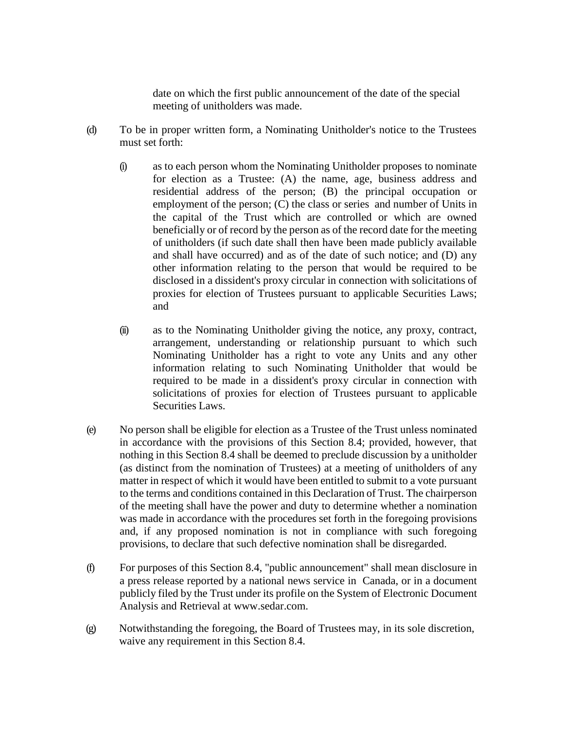date on which the first public announcement of the date of the special meeting of unitholders was made.

(d) To be in proper written form, a Nominating Unitholder's notice to the Trustees must set forth:

(i) as to each person whom the Nominating Unitholder proposes to nominate for election as a Trustee: (A) the name, age, business address and residential address of the person; (B) the principal occupation or employment of the person; (C) the class or series and number of Units in the capital of the Trust which are controlled or which are owned beneficially or of record by the person as of the record date for the meeting of unitholders (if such date shall then have been made publicly available and shall have occurred) and as of the date of such notice; and (D) any other information relating to the person that would be required to be disclosed in a dissident's proxy circular in connection with solicitations of proxies for election of Trustees pursuant to applicable Securities Laws; and

(ii) as to the Nominating Unitholder giving the notice, any proxy, contract, arrangement, understanding or relationship pursuant to which such Nominating Unitholder has a right to vote any Units and any other information relating to such Nominating Unitholder that would be required to be made in a dissident's proxy circular in connection with solicitations of proxies for election of Trustees pursuant to applicable Securities Laws.

(e) No person shall be eligible for election as a Trustee of the Trust unless nominated in accordance with the provisions of this Section 8.4; provided, however, that nothing in this Section 8.4 shall be deemed to preclude discussion by a unitholder (as distinct from the nomination of Trustees) at a meeting of unitholders of any matter in respect of which it would have been entitled to submit to a vote pursuant to the terms and conditions contained in this Declaration of Trust. The chairperson of the meeting shall have the power and duty to determine whether a nomination was made in accordance with the procedures set forth in the foregoing provisions and, if any proposed nomination is not in compliance with such foregoing provisions, to declare that such defective nomination shall be disregarded.

(f) For purposes of this Section 8.4, "public announcement" shall mean disclosure in a press release reported by a national news service in Canada, or in a document publicly filed by the Trust under its profile on the System of Electronic Document Analysis and Retrieval at www.sedar.com.

(g) Notwithstanding the foregoing, the Board of Trustees may, in its sole discretion, waive any requirement in this Section 8.4.